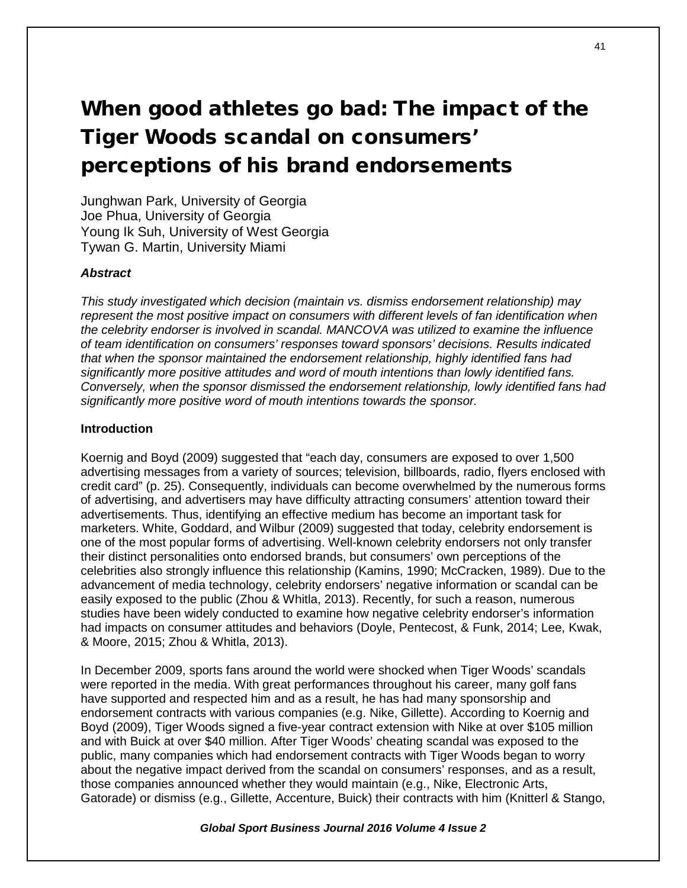# When good athletes go bad: The impact of the Tiger Woods scandal on consumers' perceptions of his brand endorsements

Junghwan Park, University of Georgia
Joe Phua, University of Georgia
Young Ik Suh, University of West Georgia
Tywan G. Martin, University Miami

### *Abstract*

*This study investigated which decision (maintain vs. dismiss endorsement relationship) may represent the most positive impact on consumers with different levels of fan identification when the celebrity endorser is involved in scandal. MANCOVA was utilized to examine the influence of team identification on consumers' responses toward sponsors' decisions. Results indicated that when the sponsor maintained the endorsement relationship, highly identified fans had significantly more positive attitudes and word of mouth intentions than lowly identified fans. Conversely, when the sponsor dismissed the endorsement relationship, lowly identified fans had significantly more positive word of mouth intentions towards the sponsor.*

### Introduction

Koernig and Boyd (2009) suggested that "each day, consumers are exposed to over 1,500 advertising messages from a variety of sources; television, billboards, radio, flyers enclosed with credit card" (p. 25). Consequently, individuals can become overwhelmed by the numerous forms of advertising, and advertisers may have difficulty attracting consumers' attention toward their advertisements. Thus, identifying an effective medium has become an important task for marketers. White, Goddard, and Wilbur (2009) suggested that today, celebrity endorsement is one of the most popular forms of advertising. Well-known celebrity endorsers not only transfer their distinct personalities onto endorsed brands, but consumers' own perceptions of the celebrities also strongly influence this relationship (Kamins, 1990; McCracken, 1989). Due to the advancement of media technology, celebrity endorsers' negative information or scandal can be easily exposed to the public (Zhou & Whitla, 2013). Recently, for such a reason, numerous studies have been widely conducted to examine how negative celebrity endorser's information had impacts on consumer attitudes and behaviors (Doyle, Pentecost, & Funk, 2014; Lee, Kwak, & Moore, 2015; Zhou & Whitla, 2013).

In December 2009, sports fans around the world were shocked when Tiger Woods' scandals were reported in the media. With great performances throughout his career, many golf fans have supported and respected him and as a result, he has had many sponsorship and endorsement contracts with various companies (e.g. Nike, Gillette). According to Koernig and Boyd (2009), Tiger Woods signed a five-year contract extension with Nike at over $105 million and with Buick at over $40 million. After Tiger Woods' cheating scandal was exposed to the public, many companies which had endorsement contracts with Tiger Woods began to worry about the negative impact derived from the scandal on consumers' responses, and as a result, those companies announced whether they would maintain (e.g., Nike, Electronic Arts, Gatorade) or dismiss (e.g., Gillette, Accenture, Buick) their contracts with him (Knitterl & Stango,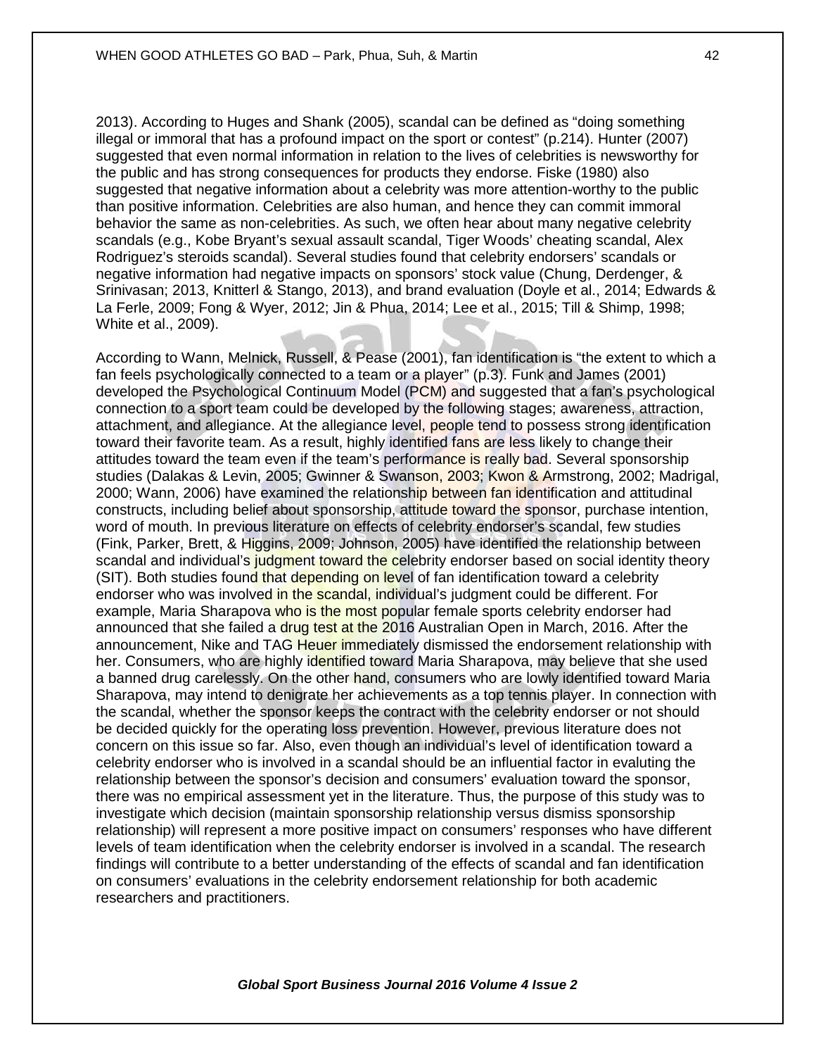2013). According to Huges and Shank (2005), scandal can be defined as “doing something illegal or immoral that has a profound impact on the sport or contest” (p.214). Hunter (2007) suggested that even normal information in relation to the lives of celebrities is newsworthy for the public and has strong consequences for products they endorse. Fiske (1980) also suggested that negative information about a celebrity was more attention-worthy to the public than positive information. Celebrities are also human, and hence they can commit immoral behavior the same as non-celebrities. As such, we often hear about many negative celebrity scandals (e.g., Kobe Bryant’s sexual assault scandal, Tiger Woods’ cheating scandal, Alex Rodriguez’s steroids scandal). Several studies found that celebrity endorsers’ scandals or negative information had negative impacts on sponsors’ stock value (Chung, Derdenger, & Srinivasan; 2013, Knitterl & Stango, 2013), and brand evaluation (Doyle et al., 2014; Edwards & La Ferle, 2009; Fong & Wyer, 2012; Jin & Phua, 2014; Lee et al., 2015; Till & Shimp, 1998; White et al., 2009).

According to Wann, Melnick, Russell, & Pease (2001), fan identification is “the extent to which a fan feels psychologically connected to a team or a player” (p.3). Funk and James (2001) developed the Psychological Continuum Model (PCM) and suggested that a fan’s psychological connection to a sport team could be developed by the following stages; awareness, attraction, attachment, and allegiance. At the allegiance level, people tend to possess strong identification toward their favorite team. As a result, highly identified fans are less likely to change their attitudes toward the team even if the team’s performance is really bad. Several sponsorship studies (Dalakas & Levin, 2005; Gwinner & Swanson, 2003; Kwon & Armstrong, 2002; Madrigal, 2000; Wann, 2006) have examined the relationship between fan identification and attitudinal constructs, including belief about sponsorship, attitude toward the sponsor, purchase intention, word of mouth. In previous literature on effects of celebrity endorser’s scandal, few studies (Fink, Parker, Brett, & Higgins, 2009; Johnson, 2005) have identified the relationship between scandal and individual’s judgment toward the celebrity endorser based on social identity theory (SIT). Both studies found that depending on level of fan identification toward a celebrity endorser who was involved in the scandal, individual’s judgment could be different. For example, Maria Sharapova who is the most popular female sports celebrity endorser had announced that she failed a drug test at the 2016 Australian Open in March, 2016. After the announcement, Nike and TAG Heuer immediately dismissed the endorsement relationship with her. Consumers, who are highly identified toward Maria Sharapova, may believe that she used a banned drug carelessly. On the other hand, consumers who are lowly identified toward Maria Sharapova, may intend to denigrate her achievements as a top tennis player. In connection with the scandal, whether the sponsor keeps the contract with the celebrity endorser or not should be decided quickly for the operating loss prevention. However, previous literature does not concern on this issue so far. Also, even though an individual’s level of identification toward a celebrity endorser who is involved in a scandal should be an influential factor in evaluting the relationship between the sponsor’s decision and consumers’ evaluation toward the sponsor, there was no empirical assessment yet in the literature. Thus, the purpose of this study was to investigate which decision (maintain sponsorship relationship versus dismiss sponsorship relationship) will represent a more positive impact on consumers’ responses who have different levels of team identification when the celebrity endorser is involved in a scandal. The research findings will contribute to a better understanding of the effects of scandal and fan identification on consumers’ evaluations in the celebrity endorsement relationship for both academic researchers and practitioners.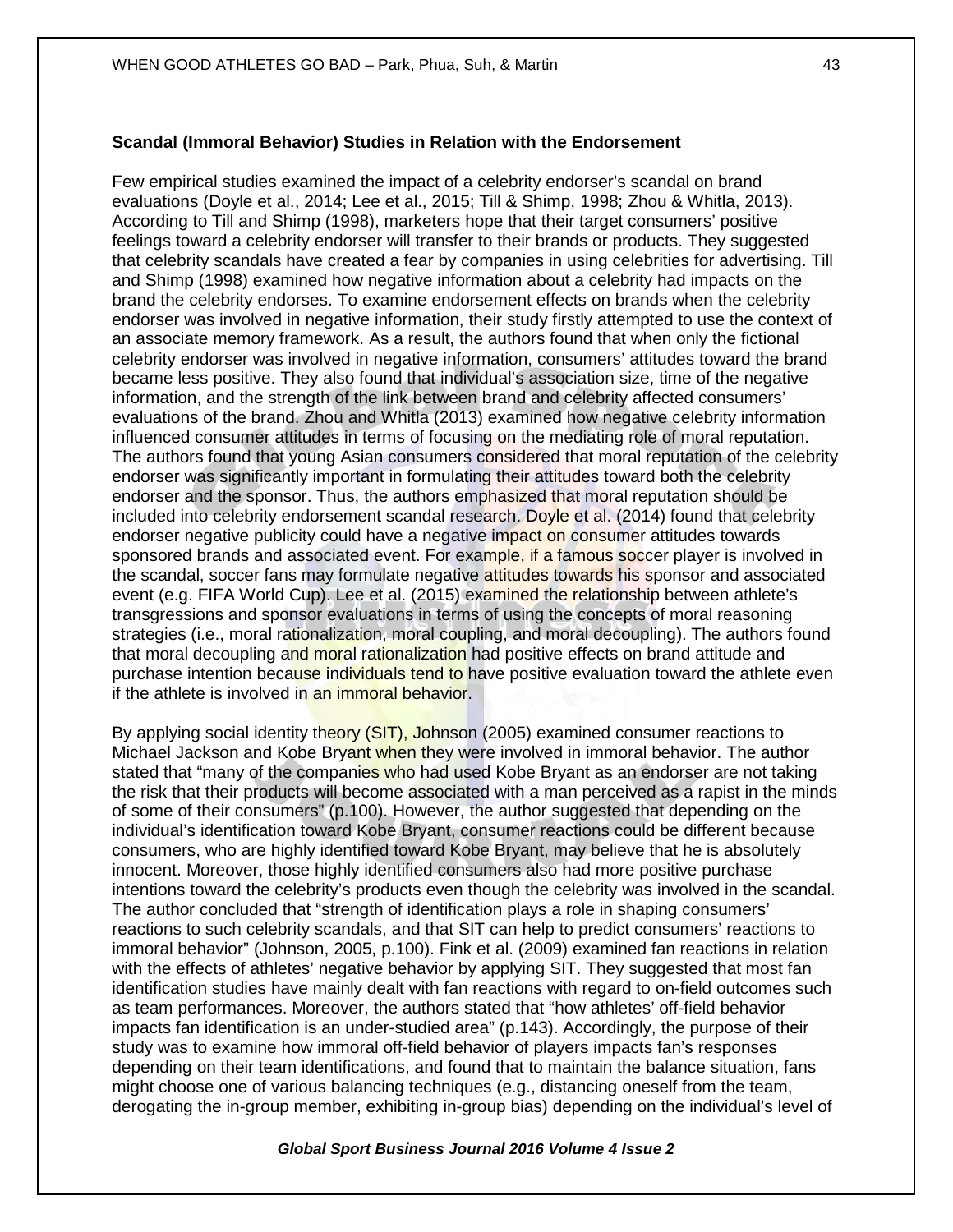**Scandal (Immoral Behavior) Studies in Relation with the Endorsement**

Few empirical studies examined the impact of a celebrity endorser's scandal on brand evaluations (Doyle et al., 2014; Lee et al., 2015; Till & Shimp, 1998; Zhou & Whitla, 2013). According to Till and Shimp (1998), marketers hope that their target consumers' positive feelings toward a celebrity endorser will transfer to their brands or products. They suggested that celebrity scandals have created a fear by companies in using celebrities for advertising. Till and Shimp (1998) examined how negative information about a celebrity had impacts on the brand the celebrity endorses. To examine endorsement effects on brands when the celebrity endorser was involved in negative information, their study firstly attempted to use the context of an associate memory framework. As a result, the authors found that when only the fictional celebrity endorser was involved in negative information, consumers' attitudes toward the brand became less positive. They also found that individual's association size, time of the negative information, and the strength of the link between brand and celebrity affected consumers' evaluations of the brand. Zhou and Whitla (2013) examined how negative celebrity information influenced consumer attitudes in terms of focusing on the mediating role of moral reputation. The authors found that young Asian consumers considered that moral reputation of the celebrity endorser was significantly important in formulating their attitudes toward both the celebrity endorser and the sponsor. Thus, the authors emphasized that moral reputation should be included into celebrity endorsement scandal research. Doyle et al. (2014) found that celebrity endorser negative publicity could have a negative impact on consumer attitudes towards sponsored brands and associated event. For example, if a famous soccer player is involved in the scandal, soccer fans may formulate negative attitudes towards his sponsor and associated event (e.g. FIFA World Cup). Lee et al. (2015) examined the relationship between athlete's transgressions and sponsor evaluations in terms of using the concepts of moral reasoning strategies (i.e., moral rationalization, moral coupling, and moral decoupling). The authors found that moral decoupling and moral rationalization had positive effects on brand attitude and purchase intention because individuals tend to have positive evaluation toward the athlete even if the athlete is involved in an immoral behavior.

By applying social identity theory (SIT), Johnson (2005) examined consumer reactions to Michael Jackson and Kobe Bryant when they were involved in immoral behavior. The author stated that "many of the companies who had used Kobe Bryant as an endorser are not taking the risk that their products will become associated with a man perceived as a rapist in the minds of some of their consumers" (p.100). However, the author suggested that depending on the individual's identification toward Kobe Bryant, consumer reactions could be different because consumers, who are highly identified toward Kobe Bryant, may believe that he is absolutely innocent. Moreover, those highly identified consumers also had more positive purchase intentions toward the celebrity's products even though the celebrity was involved in the scandal. The author concluded that "strength of identification plays a role in shaping consumers' reactions to such celebrity scandals, and that SIT can help to predict consumers' reactions to immoral behavior" (Johnson, 2005, p.100). Fink et al. (2009) examined fan reactions in relation with the effects of athletes' negative behavior by applying SIT. They suggested that most fan identification studies have mainly dealt with fan reactions with regard to on-field outcomes such as team performances. Moreover, the authors stated that "how athletes' off-field behavior impacts fan identification is an under-studied area" (p.143). Accordingly, the purpose of their study was to examine how immoral off-field behavior of players impacts fan's responses depending on their team identifications, and found that to maintain the balance situation, fans might choose one of various balancing techniques (e.g., distancing oneself from the team, derogating the in-group member, exhibiting in-group bias) depending on the individual's level of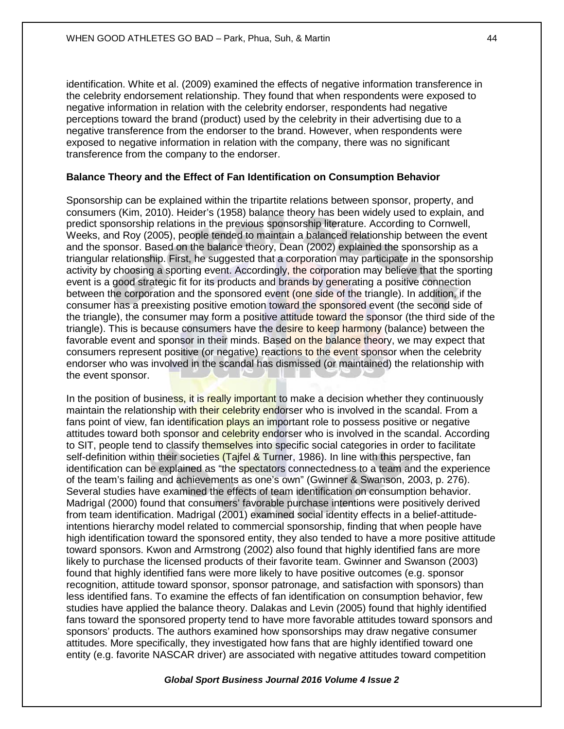identification. White et al. (2009) examined the effects of negative information transference in the celebrity endorsement relationship. They found that when respondents were exposed to negative information in relation with the celebrity endorser, respondents had negative perceptions toward the brand (product) used by the celebrity in their advertising due to a negative transference from the endorser to the brand. However, when respondents were exposed to negative information in relation with the company, there was no significant transference from the company to the endorser.

**Balance Theory and the Effect of Fan Identification on Consumption Behavior**

Sponsorship can be explained within the tripartite relations between sponsor, property, and consumers (Kim, 2010). Heider's (1958) balance theory has been widely used to explain, and predict sponsorship relations in the previous sponsorship literature. According to Cornwell, Weeks, and Roy (2005), people tended to maintain a balanced relationship between the event and the sponsor. Based on the balance theory, Dean (2002) explained the sponsorship as a triangular relationship. First, he suggested that a corporation may participate in the sponsorship activity by choosing a sporting event. Accordingly, the corporation may believe that the sporting event is a good strategic fit for its products and brands by generating a positive connection between the corporation and the sponsored event (one side of the triangle). In addition, if the consumer has a preexisting positive emotion toward the sponsored event (the second side of the triangle), the consumer may form a positive attitude toward the sponsor (the third side of the triangle). This is because consumers have the desire to keep harmony (balance) between the favorable event and sponsor in their minds. Based on the balance theory, we may expect that consumers represent positive (or negative) reactions to the event sponsor when the celebrity endorser who was involved in the scandal has dismissed (or maintained) the relationship with the event sponsor.

In the position of business, it is really important to make a decision whether they continuously maintain the relationship with their celebrity endorser who is involved in the scandal. From a fans point of view, fan identification plays an important role to possess positive or negative attitudes toward both sponsor and celebrity endorser who is involved in the scandal. According to SIT, people tend to classify themselves into specific social categories in order to facilitate self-definition within their societies (Tajfel & Turner, 1986). In line with this perspective, fan identification can be explained as "the spectators connectedness to a team and the experience of the team's failing and achievements as one's own" (Gwinner & Swanson, 2003, p. 276). Several studies have examined the effects of team identification on consumption behavior. Madrigal (2000) found that consumers' favorable purchase intentions were positively derived from team identification. Madrigal (2001) examined social identity effects in a belief-attitude-intentions hierarchy model related to commercial sponsorship, finding that when people have high identification toward the sponsored entity, they also tended to have a more positive attitude toward sponsors. Kwon and Armstrong (2002) also found that highly identified fans are more likely to purchase the licensed products of their favorite team. Gwinner and Swanson (2003) found that highly identified fans were more likely to have positive outcomes (e.g. sponsor recognition, attitude toward sponsor, sponsor patronage, and satisfaction with sponsors) than less identified fans. To examine the effects of fan identification on consumption behavior, few studies have applied the balance theory. Dalakas and Levin (2005) found that highly identified fans toward the sponsored property tend to have more favorable attitudes toward sponsors and sponsors' products. The authors examined how sponsorships may draw negative consumer attitudes. More specifically, they investigated how fans that are highly identified toward one entity (e.g. favorite NASCAR driver) are associated with negative attitudes toward competition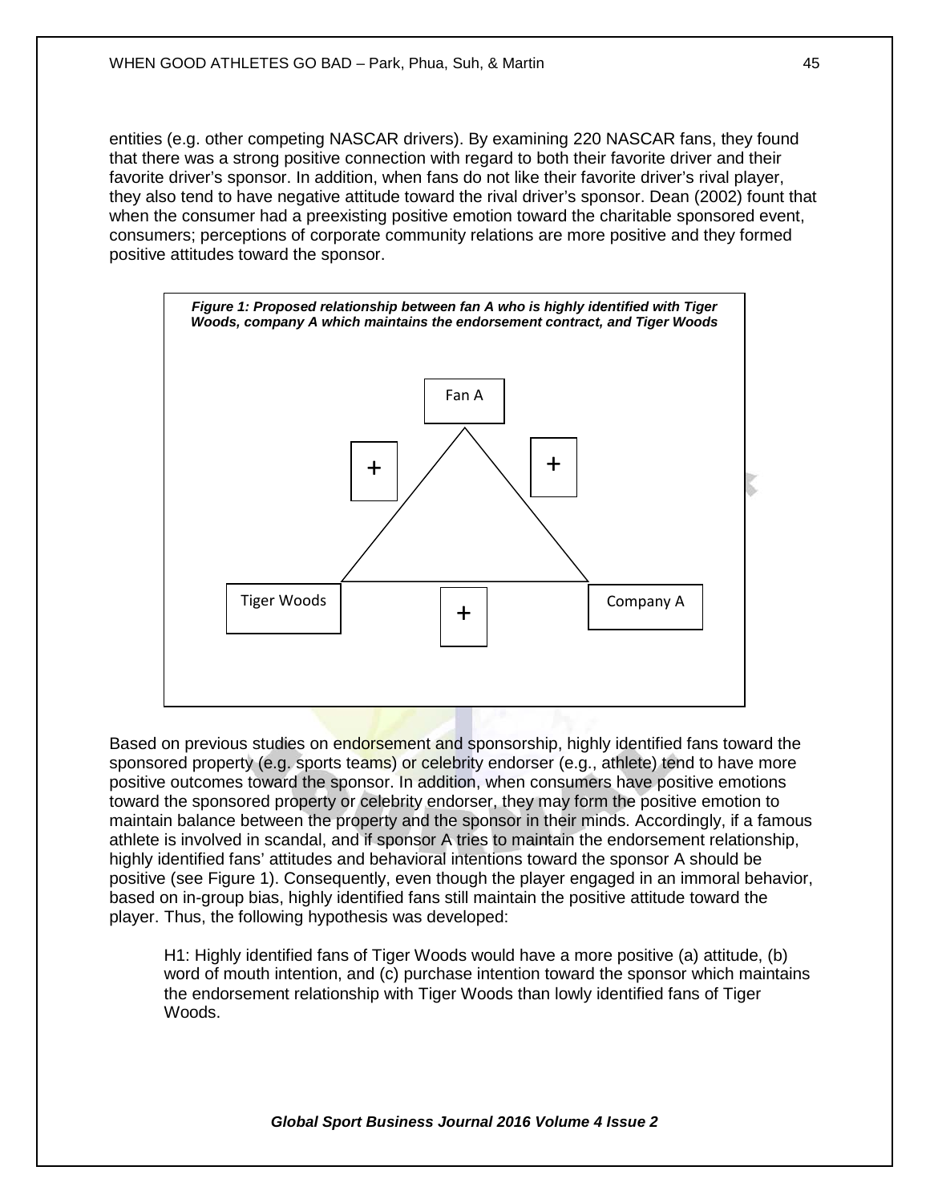entities (e.g. other competing NASCAR drivers). By examining 220 NASCAR fans, they found that there was a strong positive connection with regard to both their favorite driver and their favorite driver's sponsor. In addition, when fans do not like their favorite driver's rival player, they also tend to have negative attitude toward the rival driver's sponsor. Dean (2002) fount that when the consumer had a preexisting positive emotion toward the charitable sponsored event, consumers; perceptions of corporate community relations are more positive and they formed positive attitudes toward the sponsor.

***Figure 1: Proposed relationship between fan A who is highly identified with Tiger Woods, company A which maintains the endorsement contract, and Tiger Woods***

Fan A

\+ \+

Tiger Woods \+ Company A

Based on previous studies on endorsement and sponsorship, highly identified fans toward the sponsored property (e.g. sports teams) or celebrity endorser (e.g., athlete) tend to have more positive outcomes toward the sponsor. In addition, when consumers have positive emotions toward the sponsored property or celebrity endorser, they may form the positive emotion to maintain balance between the property and the sponsor in their minds. Accordingly, if a famous athlete is involved in scandal, and if sponsor A tries to maintain the endorsement relationship, highly identified fans' attitudes and behavioral intentions toward the sponsor A should be positive (see Figure 1). Consequently, even though the player engaged in an immoral behavior, based on in-group bias, highly identified fans still maintain the positive attitude toward the player. Thus, the following hypothesis was developed:

> H1: Highly identified fans of Tiger Woods would have a more positive (a) attitude, (b) word of mouth intention, and (c) purchase intention toward the sponsor which maintains the endorsement relationship with Tiger Woods than lowly identified fans of Tiger Woods.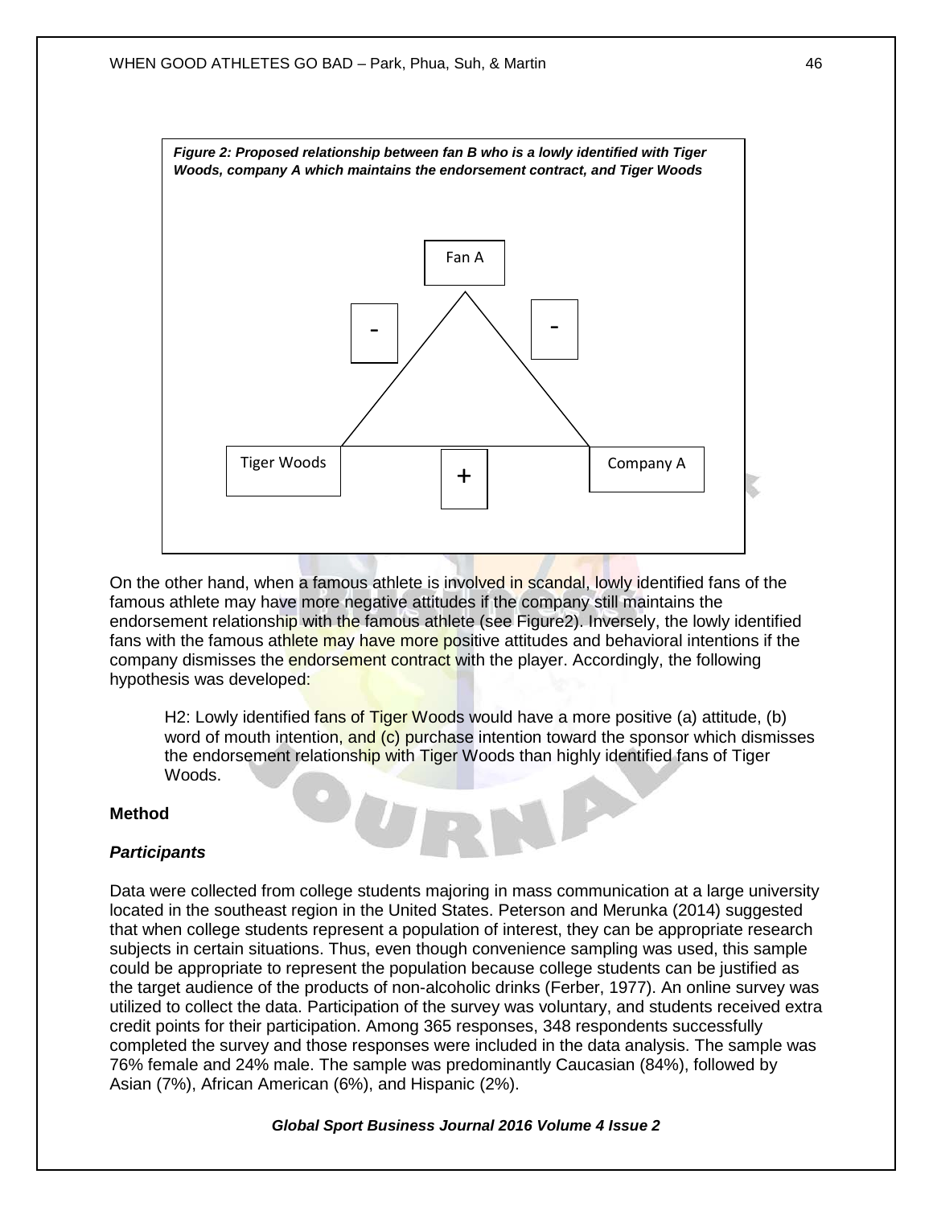*Figure 2: Proposed relationship between fan B who is a lowly identified with Tiger Woods, company A which maintains the endorsement contract, and Tiger Woods*

Fan A

\-

\-

Tiger Woods

\+

Company A

On the other hand, when a famous athlete is involved in scandal, lowly identified fans of the famous athlete may have more negative attitudes if the company still maintains the endorsement relationship with the famous athlete (see Figure2). Inversely, the lowly identified fans with the famous athlete may have more positive attitudes and behavioral intentions if the company dismisses the endorsement contract with the player. Accordingly, the following hypothesis was developed:

> H2: Lowly identified fans of Tiger Woods would have a more positive (a) attitude, (b) word of mouth intention, and (c) purchase intention toward the sponsor which dismisses the endorsement relationship with Tiger Woods than highly identified fans of Tiger Woods.

**Method**

***Participants***

Data were collected from college students majoring in mass communication at a large university located in the southeast region in the United States. Peterson and Merunka (2014) suggested that when college students represent a population of interest, they can be appropriate research subjects in certain situations. Thus, even though convenience sampling was used, this sample could be appropriate to represent the population because college students can be justified as the target audience of the products of non-alcoholic drinks (Ferber, 1977). An online survey was utilized to collect the data. Participation of the survey was voluntary, and students received extra credit points for their participation. Among 365 responses, 348 respondents successfully completed the survey and those responses were included in the data analysis. The sample was 76% female and 24% male. The sample was predominantly Caucasian (84%), followed by Asian (7%), African American (6%), and Hispanic (2%).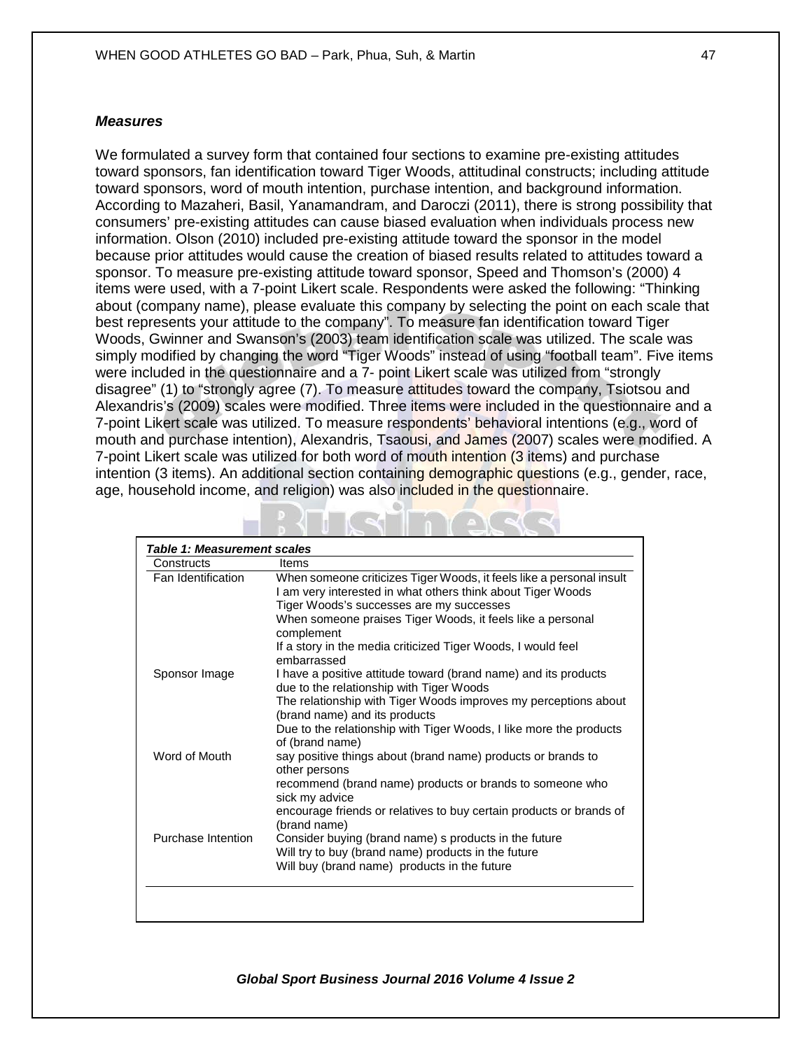### *Measures*

We formulated a survey form that contained four sections to examine pre-existing attitudes toward sponsors, fan identification toward Tiger Woods, attitudinal constructs; including attitude toward sponsors, word of mouth intention, purchase intention, and background information. According to Mazaheri, Basil, Yanamandram, and Daroczi (2011), there is strong possibility that consumers' pre-existing attitudes can cause biased evaluation when individuals process new information. Olson (2010) included pre-existing attitude toward the sponsor in the model because prior attitudes would cause the creation of biased results related to attitudes toward a sponsor. To measure pre-existing attitude toward sponsor, Speed and Thomson's (2000) 4 items were used, with a 7-point Likert scale. Respondents were asked the following: "Thinking about (company name), please evaluate this company by selecting the point on each scale that best represents your attitude to the company". To measure fan identification toward Tiger Woods, Gwinner and Swanson's (2003) team identification scale was utilized. The scale was simply modified by changing the word "Tiger Woods" instead of using "football team". Five items were included in the questionnaire and a 7- point Likert scale was utilized from "strongly disagree" (1) to "strongly agree (7). To measure attitudes toward the company, Tsiotsou and Alexandris's (2009) scales were modified. Three items were included in the questionnaire and a 7-point Likert scale was utilized. To measure respondents' behavioral intentions (e.g., word of mouth and purchase intention), Alexandris, Tsaousi, and James (2007) scales were modified. A 7-point Likert scale was utilized for both word of mouth intention (3 items) and purchase intention (3 items). An additional section containing demographic questions (e.g., gender, race, age, household income, and religion) was also included in the questionnaire.

***Table 1: Measurement scales***

| Constructs | Items |
|---|---|
| Fan Identification | When someone criticizes Tiger Woods, it feels like a personal insult |
| | I am very interested in what others think about Tiger Woods |
| | Tiger Woods's successes are my successes |
| | When someone praises Tiger Woods, it feels like a personal complement |
| | If a story in the media criticized Tiger Woods, I would feel embarrassed |
| Sponsor Image | I have a positive attitude toward (brand name) and its products due to the relationship with Tiger Woods |
| | The relationship with Tiger Woods improves my perceptions about (brand name) and its products |
| | Due to the relationship with Tiger Woods, I like more the products of (brand name) |
| Word of Mouth | say positive things about (brand name) products or brands to other persons |
| | recommend (brand name) products or brands to someone who sick my advice |
| | encourage friends or relatives to buy certain products or brands of (brand name) |
| Purchase Intention | Consider buying (brand name) s products in the future |
| | Will try to buy (brand name) products in the future |
| | Will buy (brand name) products in the future |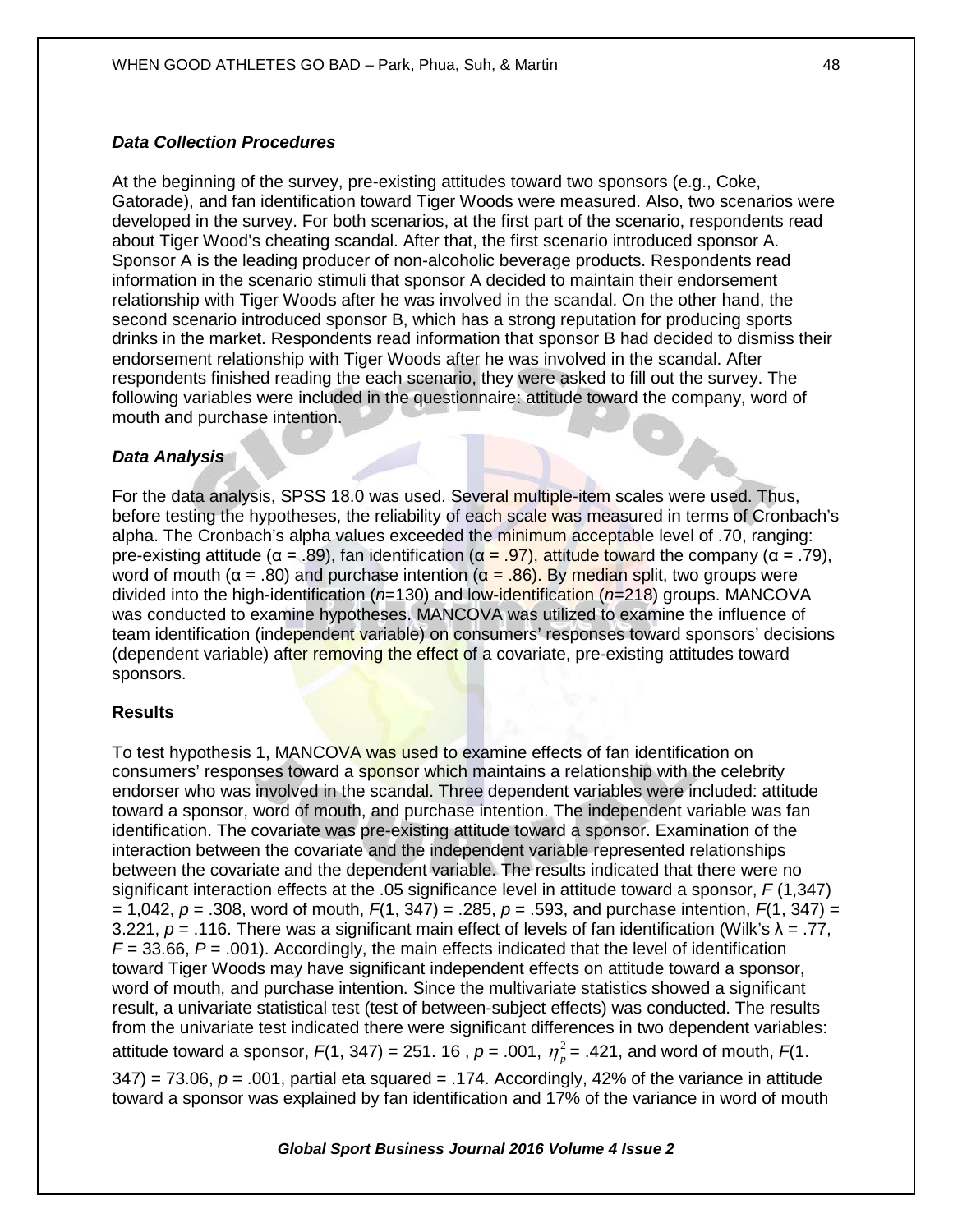### *Data Collection Procedures*

At the beginning of the survey, pre-existing attitudes toward two sponsors (e.g., Coke, Gatorade), and fan identification toward Tiger Woods were measured. Also, two scenarios were developed in the survey. For both scenarios, at the first part of the scenario, respondents read about Tiger Wood's cheating scandal. After that, the first scenario introduced sponsor A. Sponsor A is the leading producer of non-alcoholic beverage products. Respondents read information in the scenario stimuli that sponsor A decided to maintain their endorsement relationship with Tiger Woods after he was involved in the scandal. On the other hand, the second scenario introduced sponsor B, which has a strong reputation for producing sports drinks in the market. Respondents read information that sponsor B had decided to dismiss their endorsement relationship with Tiger Woods after he was involved in the scandal. After respondents finished reading the each scenario, they were asked to fill out the survey. The following variables were included in the questionnaire: attitude toward the company, word of mouth and purchase intention.

### *Data Analysis*

For the data analysis, SPSS 18.0 was used. Several multiple-item scales were used. Thus, before testing the hypotheses, the reliability of each scale was measured in terms of Cronbach's alpha. The Cronbach's alpha values exceeded the minimum acceptable level of .70, ranging: pre-existing attitude ($\alpha$ = .89), fan identification ($\alpha$ = .97), attitude toward the company ($\alpha$ = .79), word of mouth ($\alpha$ = .80) and purchase intention ($\alpha$ = .86). By median split, two groups were divided into the high-identification ($n$=130) and low-identification ($n$=218) groups. MANCOVA was conducted to examine hypotheses. MANCOVA was utilized to examine the influence of team identification (independent variable) on consumers' responses toward sponsors' decisions (dependent variable) after removing the effect of a covariate, pre-existing attitudes toward sponsors.

### **Results**

To test hypothesis 1, MANCOVA was used to examine effects of fan identification on consumers' responses toward a sponsor which maintains a relationship with the celebrity endorser who was involved in the scandal. Three dependent variables were included: attitude toward a sponsor, word of mouth, and purchase intention. The independent variable was fan identification. The covariate was pre-existing attitude toward a sponsor. Examination of the interaction between the covariate and the independent variable represented relationships between the covariate and the dependent variable. The results indicated that there were no significant interaction effects at the .05 significance level in attitude toward a sponsor, $F$ (1,347) = 1,042, $p$ = .308, word of mouth, $F$(1, 347) = .285, $p$ = .593, and purchase intention, $F$(1, 347) = 3.221, $p$ = .116. There was a significant main effect of levels of fan identification (Wilk's $\lambda$ = .77, $F$ = 33.66, $P$ = .001). Accordingly, the main effects indicated that the level of identification toward Tiger Woods may have significant independent effects on attitude toward a sponsor, word of mouth, and purchase intention. Since the multivariate statistics showed a significant result, a univariate statistical test (test of between-subject effects) was conducted. The results from the univariate test indicated there were significant differences in two dependent variables: attitude toward a sponsor, $F$(1, 347) = 251. 16 , $p$ = .001, $\eta_p^2$ = .421, and word of mouth, $F$(1. 347) = 73.06, $p$ = .001, partial eta squared = .174. Accordingly, 42% of the variance in attitude toward a sponsor was explained by fan identification and 17% of the variance in word of mouth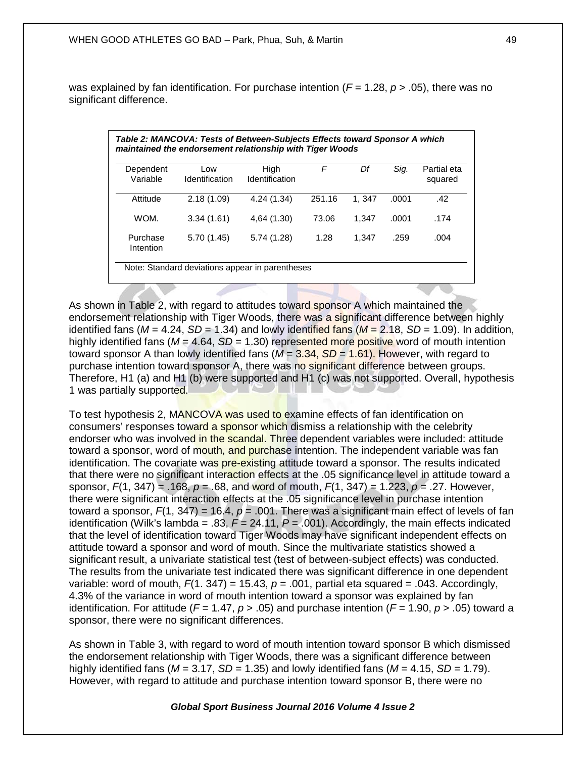was explained by fan identification. For purchase intention ($F = 1.28$, $p > .05$), there was no significant difference.

***Table 2: MANCOVA: Tests of Between-Subjects Effects toward Sponsor A which maintained the endorsement relationship with Tiger Woods***

| Dependent Variable | Low Identification | High Identification | *F* | *Df* | *Sig.* | Partial eta squared |
|---|---|---|---|---|---|---|
| Attitude | 2.18 (1.09) | 4.24 (1.34) | 251.16 | 1, 347 | .0001 | .42 |
| WOM. | 3.34 (1.61) | 4,64 (1.30) | 73.06 | 1,347 | .0001 | .174 |
| Purchase Intention | 5.70 (1.45) | 5.74 (1.28) | 1.28 | 1,347 | .259 | .004 |

Note: Standard deviations appear in parentheses

As shown in Table 2, with regard to attitudes toward sponsor A which maintained the endorsement relationship with Tiger Woods, there was a significant difference between highly identified fans ($M = 4.24$, $SD = 1.34$) and lowly identified fans ($M = 2.18$, $SD = 1.09$). In addition, highly identified fans ($M = 4.64$, $SD = 1.30$) represented more positive word of mouth intention toward sponsor A than lowly identified fans ($M = 3.34$, $SD = 1.61$). However, with regard to purchase intention toward sponsor A, there was no significant difference between groups. Therefore, H1 (a) and H1 (b) were supported and H1 (c) was not supported. Overall, hypothesis 1 was partially supported.

To test hypothesis 2, MANCOVA was used to examine effects of fan identification on consumers' responses toward a sponsor which dismiss a relationship with the celebrity endorser who was involved in the scandal. Three dependent variables were included: attitude toward a sponsor, word of mouth, and purchase intention. The independent variable was fan identification. The covariate was pre-existing attitude toward a sponsor. The results indicated that there were no significant interaction effects at the .05 significance level in attitude toward a sponsor, $F(1, 347) = .168$, $p = .68$, and word of mouth, $F(1, 347) = 1.223$, $p = .27$. However, there were significant interaction effects at the .05 significance level in purchase intention toward a sponsor, $F(1, 347) = 16.4$, $p = .001$. There was a significant main effect of levels of fan identification (Wilk's lambda = .83, $F = 24.11$, $P = .001$). Accordingly, the main effects indicated that the level of identification toward Tiger Woods may have significant independent effects on attitude toward a sponsor and word of mouth. Since the multivariate statistics showed a significant result, a univariate statistical test (test of between-subject effects) was conducted. The results from the univariate test indicated there was significant difference in one dependent variable: word of mouth, $F(1.\ 347) = 15.43$, $p = .001$, partial eta squared = .043. Accordingly, 4.3% of the variance in word of mouth intention toward a sponsor was explained by fan identification. For attitude ($F = 1.47$, $p > .05$) and purchase intention ($F = 1.90$, $p > .05$) toward a sponsor, there were no significant differences.

As shown in Table 3, with regard to word of mouth intention toward sponsor B which dismissed the endorsement relationship with Tiger Woods, there was a significant difference between highly identified fans ($M = 3.17$, $SD = 1.35$) and lowly identified fans ($M = 4.15$, $SD = 1.79$). However, with regard to attitude and purchase intention toward sponsor B, there were no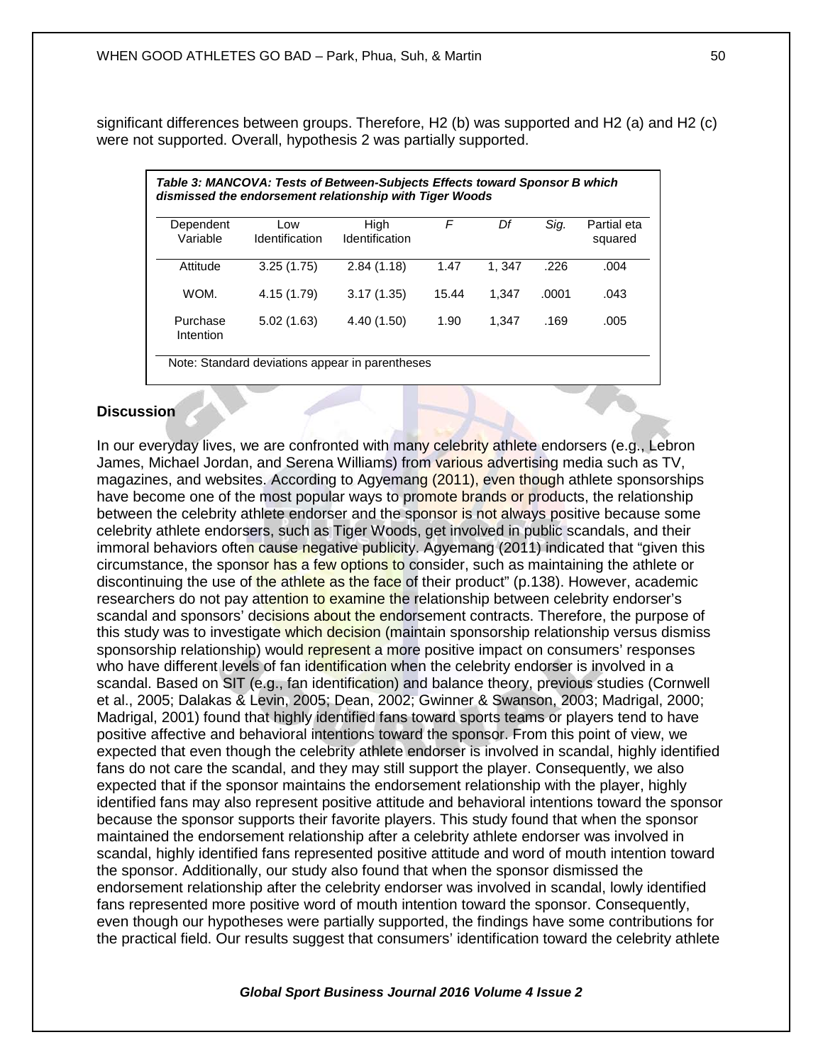significant differences between groups. Therefore, H2 (b) was supported and H2 (a) and H2 (c) were not supported. Overall, hypothesis 2 was partially supported.

***Table 3: MANCOVA: Tests of Between-Subjects Effects toward Sponsor B which dismissed the endorsement relationship with Tiger Woods***

| Dependent Variable | Low Identification | High Identification | *F* | *Df* | *Sig.* | Partial eta squared |
|---|---|---|---|---|---|---|
| Attitude | 3.25 (1.75) | 2.84 (1.18) | 1.47 | 1, 347 | .226 | .004 |
| WOM. | 4.15 (1.79) | 3.17 (1.35) | 15.44 | 1,347 | .0001 | .043 |
| Purchase Intention | 5.02 (1.63) | 4.40 (1.50) | 1.90 | 1,347 | .169 | .005 |

Note: Standard deviations appear in parentheses

## Discussion

In our everyday lives, we are confronted with many celebrity athlete endorsers (e.g., Lebron James, Michael Jordan, and Serena Williams) from various advertising media such as TV, magazines, and websites. According to Agyemang (2011), even though athlete sponsorships have become one of the most popular ways to promote brands or products, the relationship between the celebrity athlete endorser and the sponsor is not always positive because some celebrity athlete endorsers, such as Tiger Woods, get involved in public scandals, and their immoral behaviors often cause negative publicity. Agyemang (2011) indicated that "given this circumstance, the sponsor has a few options to consider, such as maintaining the athlete or discontinuing the use of the athlete as the face of their product" (p.138). However, academic researchers do not pay attention to examine the relationship between celebrity endorser's scandal and sponsors' decisions about the endorsement contracts. Therefore, the purpose of this study was to investigate which decision (maintain sponsorship relationship versus dismiss sponsorship relationship) would represent a more positive impact on consumers' responses who have different levels of fan identification when the celebrity endorser is involved in a scandal. Based on SIT (e.g., fan identification) and balance theory, previous studies (Cornwell et al., 2005; Dalakas & Levin, 2005; Dean, 2002; Gwinner & Swanson, 2003; Madrigal, 2000; Madrigal, 2001) found that highly identified fans toward sports teams or players tend to have positive affective and behavioral intentions toward the sponsor. From this point of view, we expected that even though the celebrity athlete endorser is involved in scandal, highly identified fans do not care the scandal, and they may still support the player. Consequently, we also expected that if the sponsor maintains the endorsement relationship with the player, highly identified fans may also represent positive attitude and behavioral intentions toward the sponsor because the sponsor supports their favorite players. This study found that when the sponsor maintained the endorsement relationship after a celebrity athlete endorser was involved in scandal, highly identified fans represented positive attitude and word of mouth intention toward the sponsor. Additionally, our study also found that when the sponsor dismissed the endorsement relationship after the celebrity endorser was involved in scandal, lowly identified fans represented more positive word of mouth intention toward the sponsor. Consequently, even though our hypotheses were partially supported, the findings have some contributions for the practical field. Our results suggest that consumers' identification toward the celebrity athlete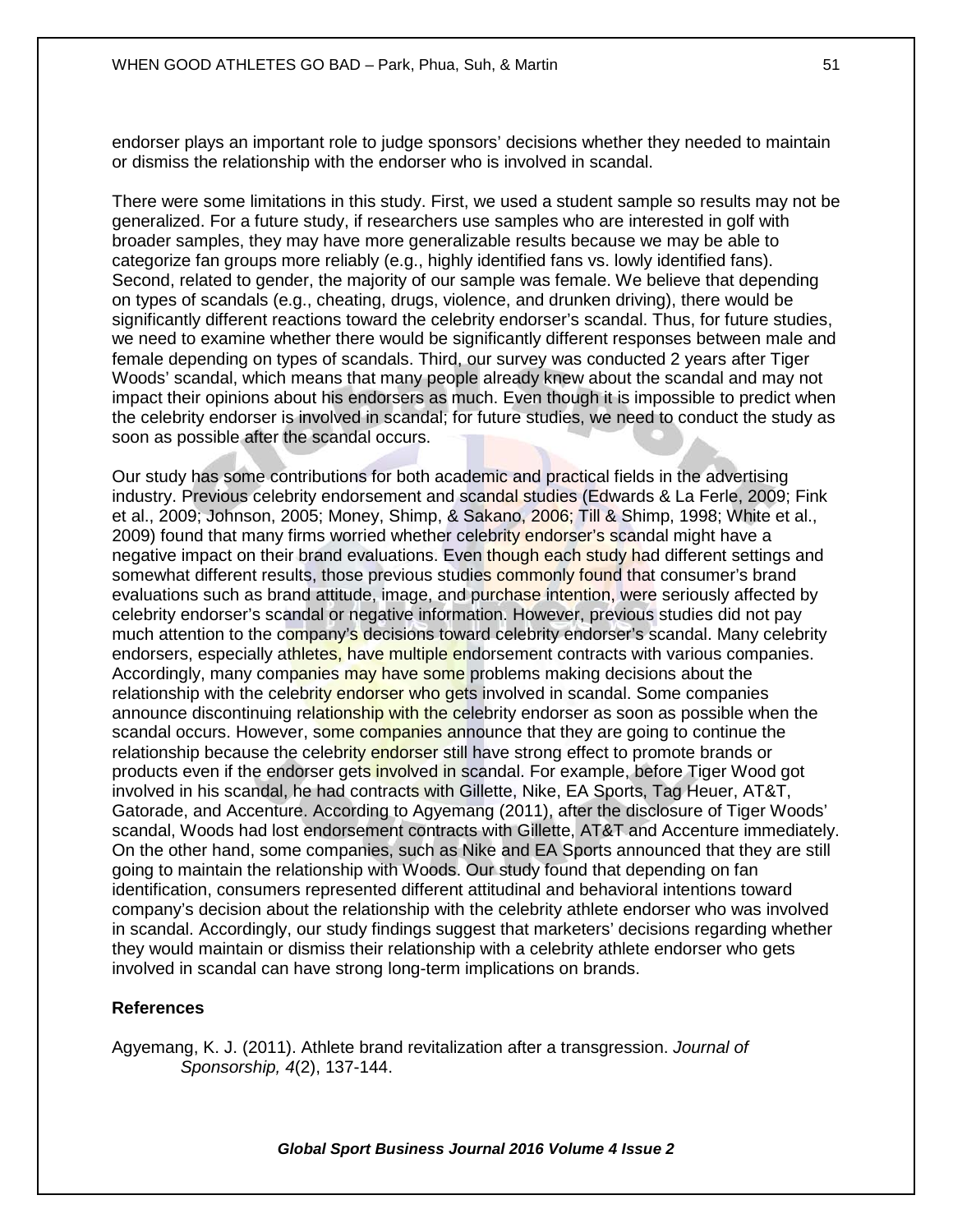endorser plays an important role to judge sponsors' decisions whether they needed to maintain or dismiss the relationship with the endorser who is involved in scandal.

There were some limitations in this study. First, we used a student sample so results may not be generalized. For a future study, if researchers use samples who are interested in golf with broader samples, they may have more generalizable results because we may be able to categorize fan groups more reliably (e.g., highly identified fans vs. lowly identified fans). Second, related to gender, the majority of our sample was female. We believe that depending on types of scandals (e.g., cheating, drugs, violence, and drunken driving), there would be significantly different reactions toward the celebrity endorser's scandal. Thus, for future studies, we need to examine whether there would be significantly different responses between male and female depending on types of scandals. Third, our survey was conducted 2 years after Tiger Woods' scandal, which means that many people already knew about the scandal and may not impact their opinions about his endorsers as much. Even though it is impossible to predict when the celebrity endorser is involved in scandal; for future studies, we need to conduct the study as soon as possible after the scandal occurs.

Our study has some contributions for both academic and practical fields in the advertising industry. Previous celebrity endorsement and scandal studies (Edwards & La Ferle, 2009; Fink et al., 2009; Johnson, 2005; Money, Shimp, & Sakano, 2006; Till & Shimp, 1998; White et al., 2009) found that many firms worried whether celebrity endorser's scandal might have a negative impact on their brand evaluations. Even though each study had different settings and somewhat different results, those previous studies commonly found that consumer's brand evaluations such as brand attitude, image, and purchase intention, were seriously affected by celebrity endorser's scandal or negative information. However, previous studies did not pay much attention to the company's decisions toward celebrity endorser's scandal. Many celebrity endorsers, especially athletes, have multiple endorsement contracts with various companies. Accordingly, many companies may have some problems making decisions about the relationship with the celebrity endorser who gets involved in scandal. Some companies announce discontinuing relationship with the celebrity endorser as soon as possible when the scandal occurs. However, some companies announce that they are going to continue the relationship because the celebrity endorser still have strong effect to promote brands or products even if the endorser gets involved in scandal. For example, before Tiger Wood got involved in his scandal, he had contracts with Gillette, Nike, EA Sports, Tag Heuer, AT&T, Gatorade, and Accenture. According to Agyemang (2011), after the disclosure of Tiger Woods' scandal, Woods had lost endorsement contracts with Gillette, AT&T and Accenture immediately. On the other hand, some companies, such as Nike and EA Sports announced that they are still going to maintain the relationship with Woods. Our study found that depending on fan identification, consumers represented different attitudinal and behavioral intentions toward company's decision about the relationship with the celebrity athlete endorser who was involved in scandal. Accordingly, our study findings suggest that marketers' decisions regarding whether they would maintain or dismiss their relationship with a celebrity athlete endorser who gets involved in scandal can have strong long-term implications on brands.

### References

Agyemang, K. J. (2011). Athlete brand revitalization after a transgression. *Journal of Sponsorship, 4*(2), 137-144.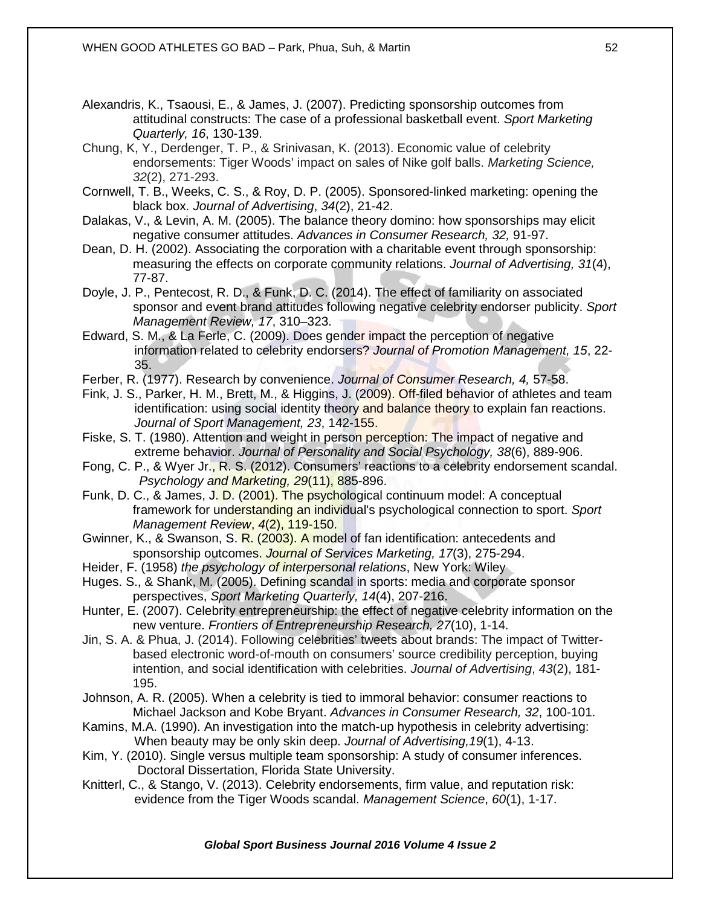Alexandris, K., Tsaousi, E., & James, J. (2007). Predicting sponsorship outcomes from attitudinal constructs: The case of a professional basketball event. *Sport Marketing Quarterly, 16*, 130-139.

Chung, K, Y., Derdenger, T. P., & Srinivasan, K. (2013). Economic value of celebrity endorsements: Tiger Woods' impact on sales of Nike golf balls. *Marketing Science, 32*(2), 271-293.

Cornwell, T. B., Weeks, C. S., & Roy, D. P. (2005). Sponsored-linked marketing: opening the black box. *Journal of Advertising*, *34*(2), 21-42.

Dalakas, V., & Levin, A. M. (2005). The balance theory domino: how sponsorships may elicit negative consumer attitudes. *Advances in Consumer Research, 32,* 91-97.

Dean, D. H. (2002). Associating the corporation with a charitable event through sponsorship: measuring the effects on corporate community relations. *Journal of Advertising, 31*(4), 77-87.

Doyle, J. P., Pentecost, R. D., & Funk, D. C. (2014). The effect of familiarity on associated sponsor and event brand attitudes following negative celebrity endorser publicity. *Sport Management Review, 17*, 310–323.

Edward, S. M., & La Ferle, C. (2009). Does gender impact the perception of negative information related to celebrity endorsers? *Journal of Promotion Management, 15*, 22-35.

Ferber, R. (1977). Research by convenience. *Journal of Consumer Research, 4,* 57-58.

Fink, J. S., Parker, H. M., Brett, M., & Higgins, J. (2009). Off-filed behavior of athletes and team identification: using social identity theory and balance theory to explain fan reactions. *Journal of Sport Management, 23*, 142-155.

Fiske, S. T. (1980). Attention and weight in person perception: The impact of negative and extreme behavior. *Journal of Personality and Social Psychology, 38*(6), 889-906.

Fong, C. P., & Wyer Jr., R. S. (2012). Consumers' reactions to a celebrity endorsement scandal. *Psychology and Marketing, 29*(11), 885-896.

Funk, D. C., & James, J. D. (2001). The psychological continuum model: A conceptual framework for understanding an individual's psychological connection to sport. *Sport Management Review*, *4*(2), 119-150.

Gwinner, K., & Swanson, S. R. (2003). A model of fan identification: antecedents and sponsorship outcomes. *Journal of Services Marketing, 17*(3), 275-294.

Heider, F. (1958) *the psychology of interpersonal relations*, New York: Wiley

Huges. S., & Shank, M. (2005). Defining scandal in sports: media and corporate sponsor perspectives, *Sport Marketing Quarterly, 14*(4), 207-216.

Hunter, E. (2007). Celebrity entrepreneurship: the effect of negative celebrity information on the new venture. *Frontiers of Entrepreneurship Research, 27*(10), 1-14.

Jin, S. A. & Phua, J. (2014). Following celebrities' tweets about brands: The impact of Twitter-based electronic word-of-mouth on consumers' source credibility perception, buying intention, and social identification with celebrities. *Journal of Advertising*, *43*(2), 181-195.

Johnson, A. R. (2005). When a celebrity is tied to immoral behavior: consumer reactions to Michael Jackson and Kobe Bryant. *Advances in Consumer Research, 32*, 100-101.

Kamins, M.A. (1990). An investigation into the match-up hypothesis in celebrity advertising: When beauty may be only skin deep. *Journal of Advertising,19*(1), 4-13.

Kim, Y. (2010). Single versus multiple team sponsorship: A study of consumer inferences. Doctoral Dissertation, Florida State University.

Knitterl, C., & Stango, V. (2013). Celebrity endorsements, firm value, and reputation risk: evidence from the Tiger Woods scandal. *Management Science*, *60*(1), 1-17.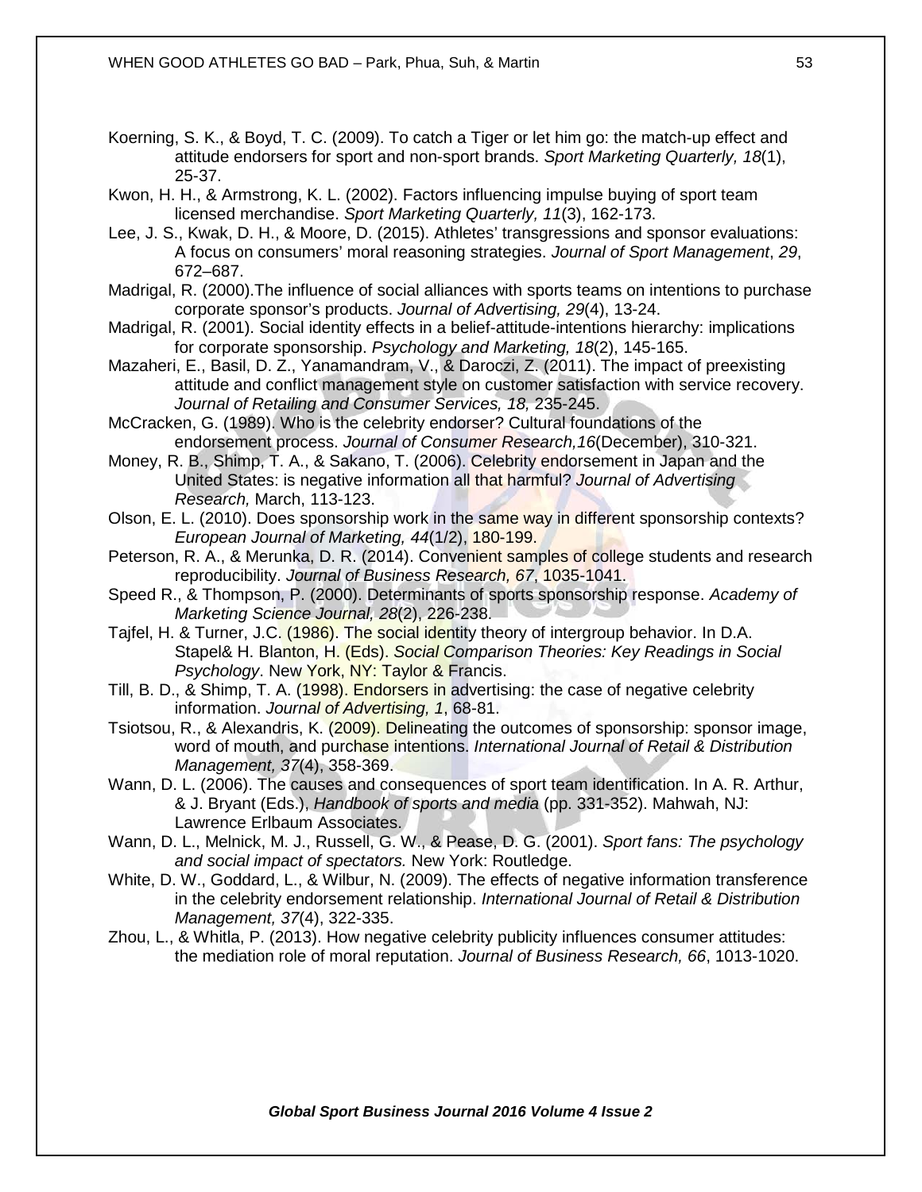Koerning, S. K., & Boyd, T. C. (2009). To catch a Tiger or let him go: the match-up effect and attitude endorsers for sport and non-sport brands. *Sport Marketing Quarterly, 18*(1), 25-37.

Kwon, H. H., & Armstrong, K. L. (2002). Factors influencing impulse buying of sport team licensed merchandise. *Sport Marketing Quarterly, 11*(3), 162-173.

Lee, J. S., Kwak, D. H., & Moore, D. (2015). Athletes' transgressions and sponsor evaluations: A focus on consumers' moral reasoning strategies. *Journal of Sport Management*, *29*, 672–687.

Madrigal, R. (2000).The influence of social alliances with sports teams on intentions to purchase corporate sponsor's products. *Journal of Advertising, 29*(4), 13-24.

Madrigal, R. (2001). Social identity effects in a belief-attitude-intentions hierarchy: implications for corporate sponsorship. *Psychology and Marketing, 18*(2), 145-165.

Mazaheri, E., Basil, D. Z., Yanamandram, V., & Daroczi, Z. (2011). The impact of preexisting attitude and conflict management style on customer satisfaction with service recovery. *Journal of Retailing and Consumer Services, 18,* 235-245.

McCracken, G. (1989). Who is the celebrity endorser? Cultural foundations of the endorsement process. *Journal of Consumer Research,16*(December), 310-321.

Money, R. B., Shimp, T. A., & Sakano, T. (2006). Celebrity endorsement in Japan and the United States: is negative information all that harmful? *Journal of Advertising Research,* March, 113-123.

Olson, E. L. (2010). Does sponsorship work in the same way in different sponsorship contexts? *European Journal of Marketing, 44*(1/2), 180-199.

Peterson, R. A., & Merunka, D. R. (2014). Convenient samples of college students and research reproducibility. *Journal of Business Research, 67*, 1035-1041.

Speed R., & Thompson, P. (2000). Determinants of sports sponsorship response. *Academy of Marketing Science Journal, 28*(2), 226-238.

Tajfel, H. & Turner, J.C. (1986). The social identity theory of intergroup behavior. In D.A. Stapel& H. Blanton, H. (Eds). *Social Comparison Theories: Key Readings in Social Psychology*. New York, NY: Taylor & Francis.

Till, B. D., & Shimp, T. A. (1998). Endorsers in advertising: the case of negative celebrity information. *Journal of Advertising, 1*, 68-81.

Tsiotsou, R., & Alexandris, K. (2009). Delineating the outcomes of sponsorship: sponsor image, word of mouth, and purchase intentions. *International Journal of Retail & Distribution Management, 37*(4), 358-369.

Wann, D. L. (2006). The causes and consequences of sport team identification. In A. R. Arthur, & J. Bryant (Eds.), *Handbook of sports and media* (pp. 331-352). Mahwah, NJ: Lawrence Erlbaum Associates.

Wann, D. L., Melnick, M. J., Russell, G. W., & Pease, D. G. (2001). *Sport fans: The psychology and social impact of spectators.* New York: Routledge.

White, D. W., Goddard, L., & Wilbur, N. (2009). The effects of negative information transference in the celebrity endorsement relationship. *International Journal of Retail & Distribution Management, 37*(4), 322-335.

Zhou, L., & Whitla, P. (2013). How negative celebrity publicity influences consumer attitudes: the mediation role of moral reputation. *Journal of Business Research, 66*, 1013-1020.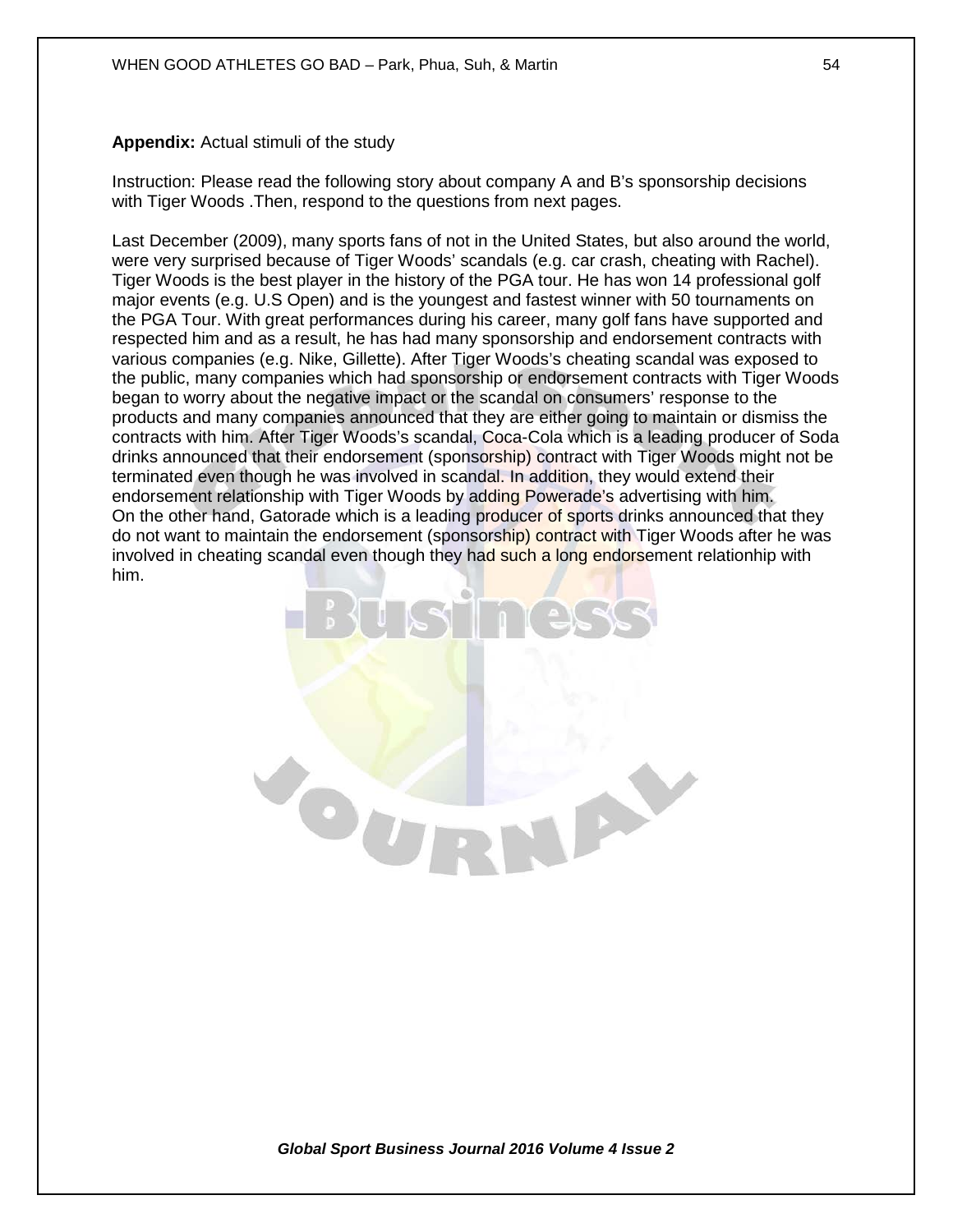**Appendix:** Actual stimuli of the study

Instruction: Please read the following story about company A and B's sponsorship decisions with Tiger Woods .Then, respond to the questions from next pages.

Last December (2009), many sports fans of not in the United States, but also around the world, were very surprised because of Tiger Woods' scandals (e.g. car crash, cheating with Rachel). Tiger Woods is the best player in the history of the PGA tour. He has won 14 professional golf major events (e.g. U.S Open) and is the youngest and fastest winner with 50 tournaments on the PGA Tour. With great performances during his career, many golf fans have supported and respected him and as a result, he has had many sponsorship and endorsement contracts with various companies (e.g. Nike, Gillette). After Tiger Woods's cheating scandal was exposed to the public, many companies which had sponsorship or endorsement contracts with Tiger Woods began to worry about the negative impact or the scandal on consumers' response to the products and many companies announced that they are either going to maintain or dismiss the contracts with him. After Tiger Woods's scandal, Coca-Cola which is a leading producer of Soda drinks announced that their endorsement (sponsorship) contract with Tiger Woods might not be terminated even though he was involved in scandal. In addition, they would extend their endorsement relationship with Tiger Woods by adding Powerade's advertising with him. On the other hand, Gatorade which is a leading producer of sports drinks announced that they do not want to maintain the endorsement (sponsorship) contract with Tiger Woods after he was involved in cheating scandal even though they had such a long endorsement relationhip with him.